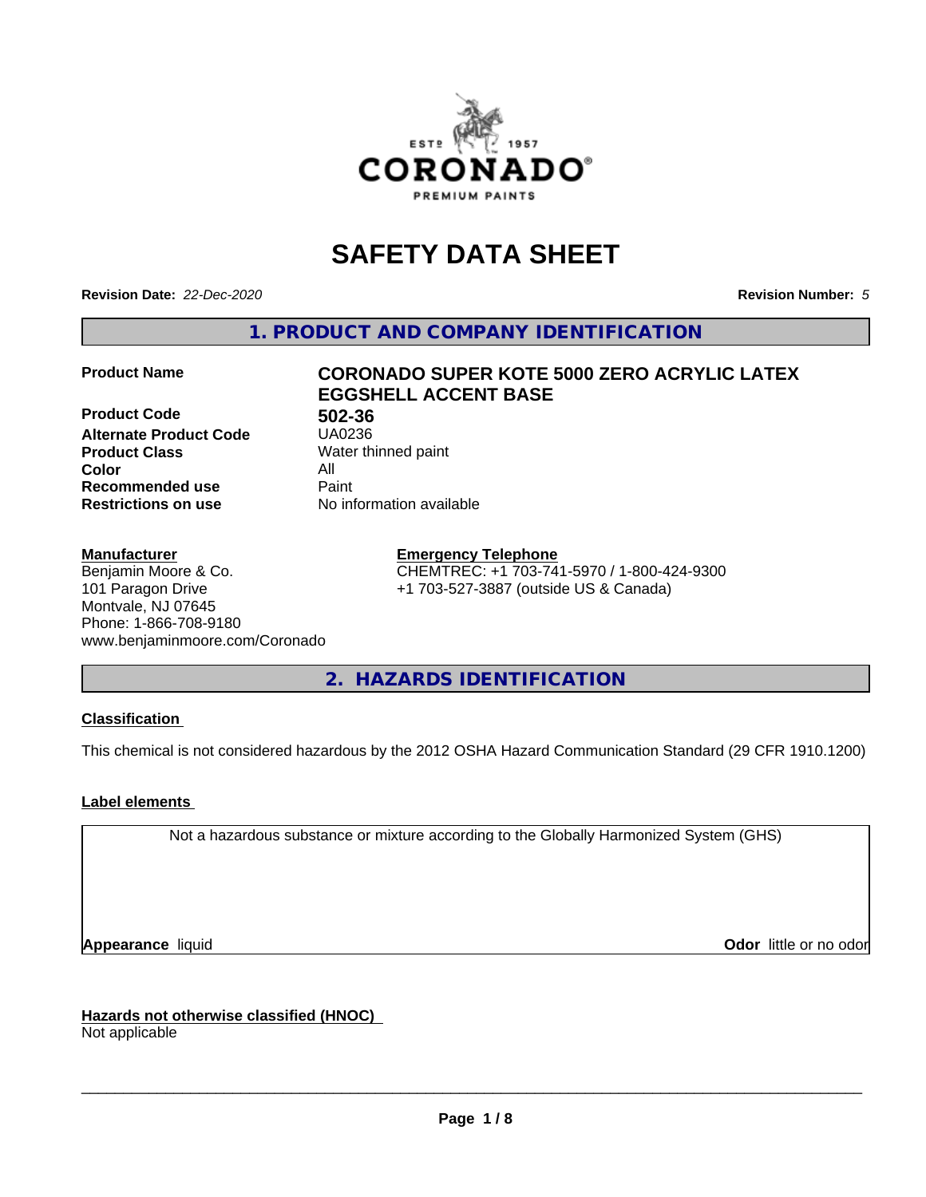# SAFETY DATA SHEET

**Revision Date:** *22-Dec-2020* **Revision Number:** *5*

## 1. PRODUCT AND COMPANY IDENTIFICATION

| | |
|---|---|
| **Product Name** | **CORONADO SUPER KOTE 5000 ZERO ACRYLIC LATEX EGGSHELL ACCENT BASE** |
| **Product Code** | **502-36** |
| **Alternate Product Code** | UA0236 |
| **Product Class** | Water thinned paint |
| **Color** | All |
| **Recommended use** | Paint |
| **Restrictions on use** | No information available |

**Manufacturer**
Benjamin Moore & Co.
101 Paragon Drive
Montvale, NJ 07645
Phone: 1-866-708-9180
www.benjaminmoore.com/Coronado

**Emergency Telephone**
CHEMTREC: +1 703-741-5970 / 1-800-424-9300
+1 703-527-3887 (outside US & Canada)

## 2. HAZARDS IDENTIFICATION

**Classification**

This chemical is not considered hazardous by the 2012 OSHA Hazard Communication Standard (29 CFR 1910.1200)

**Label elements**

Not a hazardous substance or mixture according to the Globally Harmonized System (GHS)

**Appearance** liquid **Odor** little or no odor

**Hazards not otherwise classified (HNOC)**
Not applicable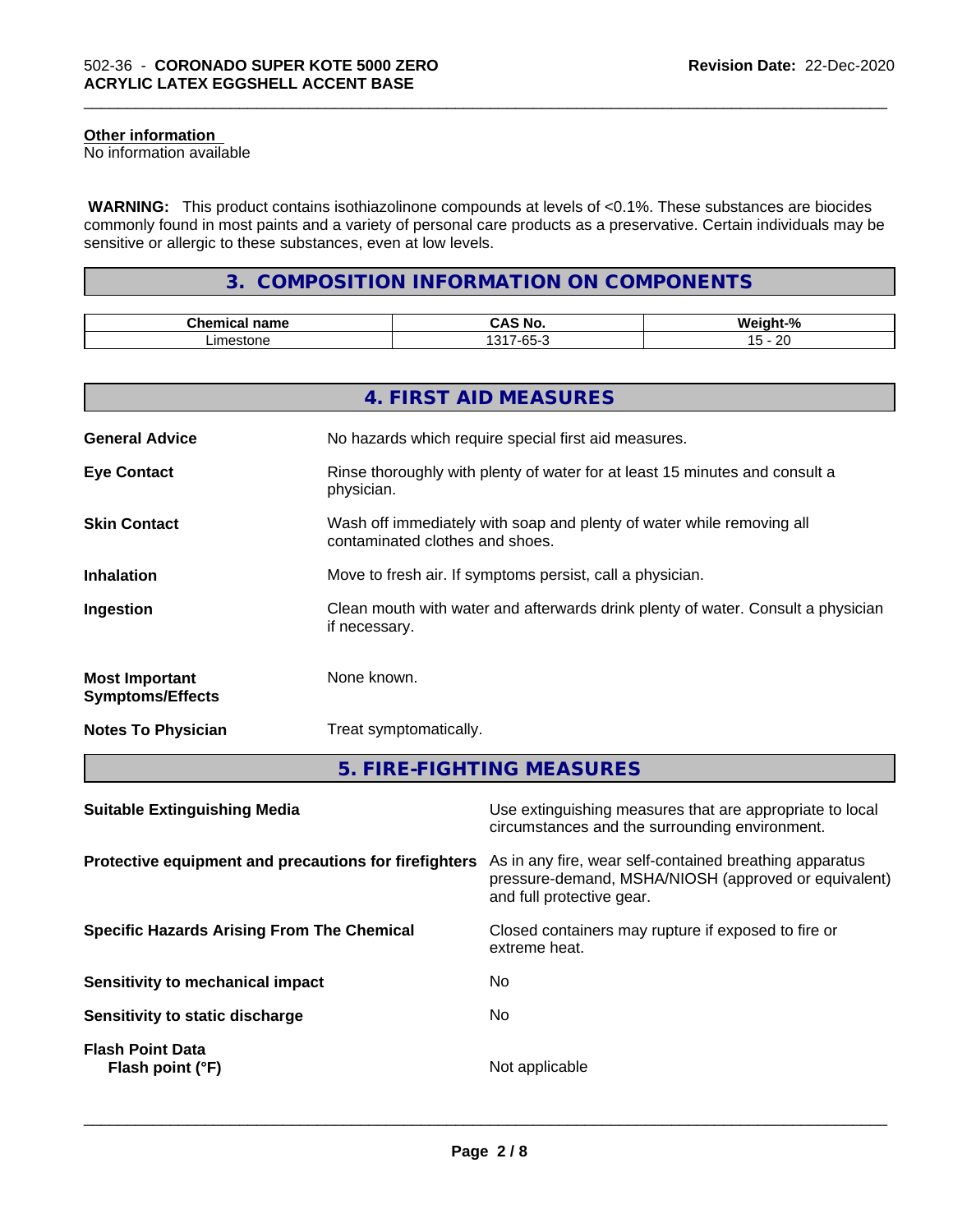**Other information**
No information available

**WARNING:** This product contains isothiazolinone compounds at levels of <0.1%. These substances are biocides commonly found in most paints and a variety of personal care products as a preservative. Certain individuals may be sensitive or allergic to these substances, even at low levels.

## 3. COMPOSITION INFORMATION ON COMPONENTS

| Chemical name | CAS No. | Weight-% |
|---|---|---|
| Limestone | 1317-65-3 | 15 - 20 |

## 4. FIRST AID MEASURES

**General Advice**
No hazards which require special first aid measures.

**Eye Contact**
Rinse thoroughly with plenty of water for at least 15 minutes and consult a physician.

**Skin Contact**
Wash off immediately with soap and plenty of water while removing all contaminated clothes and shoes.

**Inhalation**
Move to fresh air. If symptoms persist, call a physician.

**Ingestion**
Clean mouth with water and afterwards drink plenty of water. Consult a physician if necessary.

**Most Important Symptoms/Effects**
None known.

**Notes To Physician**
Treat symptomatically.

## 5. FIRE-FIGHTING MEASURES

**Suitable Extinguishing Media**
Use extinguishing measures that are appropriate to local circumstances and the surrounding environment.

**Protective equipment and precautions for firefighters**
As in any fire, wear self-contained breathing apparatus pressure-demand, MSHA/NIOSH (approved or equivalent) and full protective gear.

**Specific Hazards Arising From The Chemical**
Closed containers may rupture if exposed to fire or extreme heat.

**Sensitivity to mechanical impact**
No

**Sensitivity to static discharge**
No

**Flash Point Data**
**Flash point (°F)**
Not applicable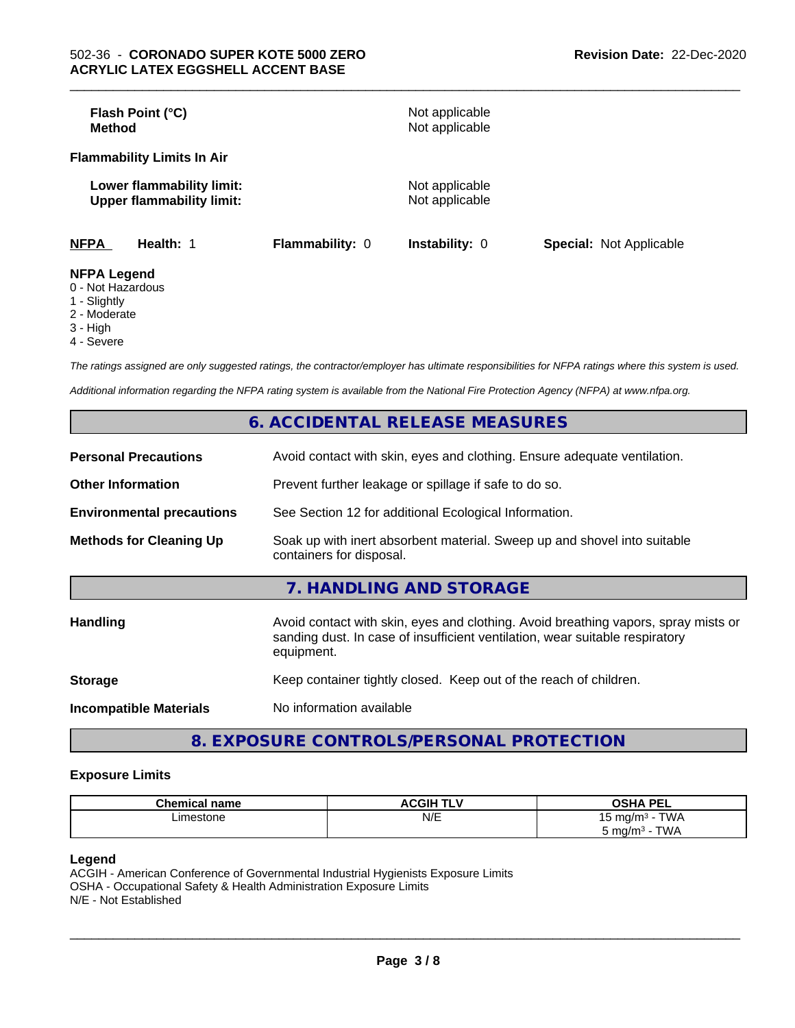| | |
|---|---|
| **Flash Point (°C)** | Not applicable |
| **Method** | Not applicable |

**Flammability Limits In Air**

| | |
|---|---|
| **Lower flammability limit:** | Not applicable |
| **Upper flammability limit:** | Not applicable |

| **NFPA** | **Health:** 1 | **Flammability:** 0 | **Instability:** 0 | **Special:** Not Applicable |
|---|---|---|---|---|

**NFPA Legend**
0 - Not Hazardous
1 - Slightly
2 - Moderate
3 - High
4 - Severe

*The ratings assigned are only suggested ratings, the contractor/employer has ultimate responsibilities for NFPA ratings where this system is used.*

*Additional information regarding the NFPA rating system is available from the National Fire Protection Agency (NFPA) at www.nfpa.org.*

## 6. ACCIDENTAL RELEASE MEASURES

| | |
|---|---|
| **Personal Precautions** | Avoid contact with skin, eyes and clothing. Ensure adequate ventilation. |
| **Other Information** | Prevent further leakage or spillage if safe to do so. |
| **Environmental precautions** | See Section 12 for additional Ecological Information. |
| **Methods for Cleaning Up** | Soak up with inert absorbent material. Sweep up and shovel into suitable containers for disposal. |

## 7. HANDLING AND STORAGE

| | |
|---|---|
| **Handling** | Avoid contact with skin, eyes and clothing. Avoid breathing vapors, spray mists or sanding dust. In case of insufficient ventilation, wear suitable respiratory equipment. |
| **Storage** | Keep container tightly closed. Keep out of the reach of children. |
| **Incompatible Materials** | No information available |

## 8. EXPOSURE CONTROLS/PERSONAL PROTECTION

### Exposure Limits

| Chemical name | ACGIH TLV | OSHA PEL |
|---|---|---|
| Limestone | N/E | 15 mg/m³ - TWA<br>5 mg/m³ - TWA |

**Legend**
ACGIH - American Conference of Governmental Industrial Hygienists Exposure Limits
OSHA - Occupational Safety & Health Administration Exposure Limits
N/E - Not Established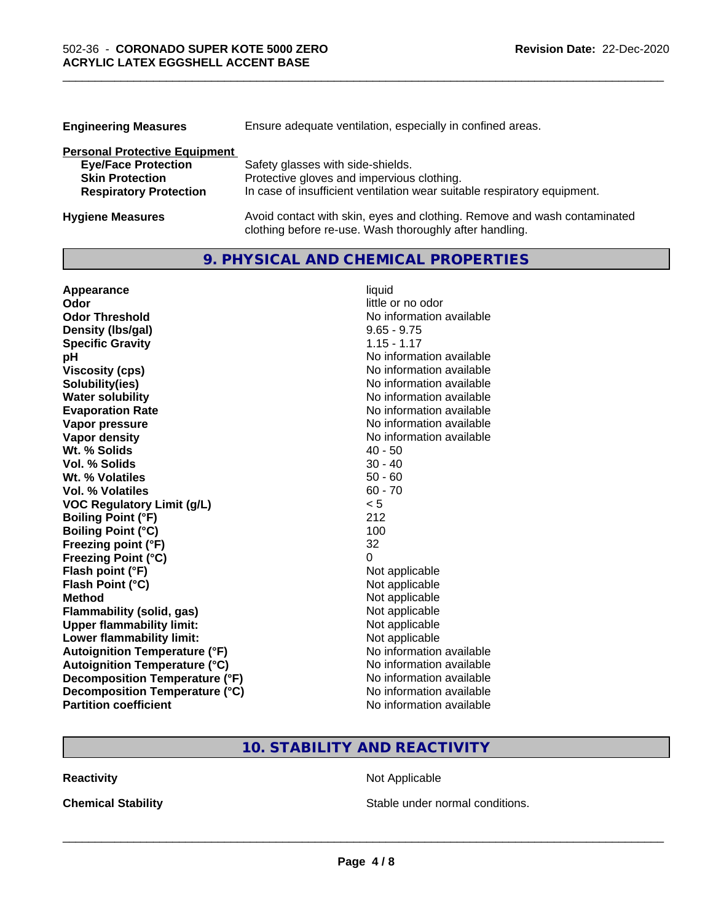| | |
|---|---|
| **Engineering Measures** | Ensure adequate ventilation, especially in confined areas. |

**Personal Protective Equipment**

| | |
|---|---|
| **Eye/Face Protection** | Safety glasses with side-shields. |
| **Skin Protection** | Protective gloves and impervious clothing. |
| **Respiratory Protection** | In case of insufficient ventilation wear suitable respiratory equipment. |

| | |
|---|---|
| **Hygiene Measures** | Avoid contact with skin, eyes and clothing. Remove and wash contaminated clothing before re-use. Wash thoroughly after handling. |

## 9. PHYSICAL AND CHEMICAL PROPERTIES

| | |
|---|---|
| **Appearance** | liquid |
| **Odor** | little or no odor |
| **Odor Threshold** | No information available |
| **Density (lbs/gal)** | 9.65 - 9.75 |
| **Specific Gravity** | 1.15 - 1.17 |
| **pH** | No information available |
| **Viscosity (cps)** | No information available |
| **Solubility(ies)** | No information available |
| **Water solubility** | No information available |
| **Evaporation Rate** | No information available |
| **Vapor pressure** | No information available |
| **Vapor density** | No information available |
| **Wt. % Solids** | 40 - 50 |
| **Vol. % Solids** | 30 - 40 |
| **Wt. % Volatiles** | 50 - 60 |
| **Vol. % Volatiles** | 60 - 70 |
| **VOC Regulatory Limit (g/L)** | < 5 |
| **Boiling Point (°F)** | 212 |
| **Boiling Point (°C)** | 100 |
| **Freezing point (°F)** | 32 |
| **Freezing Point (°C)** | 0 |
| **Flash point (°F)** | Not applicable |
| **Flash Point (°C)** | Not applicable |
| **Method** | Not applicable |
| **Flammability (solid, gas)** | Not applicable |
| **Upper flammability limit:** | Not applicable |
| **Lower flammability limit:** | Not applicable |
| **Autoignition Temperature (°F)** | No information available |
| **Autoignition Temperature (°C)** | No information available |
| **Decomposition Temperature (°F)** | No information available |
| **Decomposition Temperature (°C)** | No information available |
| **Partition coefficient** | No information available |

## 10. STABILITY AND REACTIVITY

| | |
|---|---|
| **Reactivity** | Not Applicable |
| **Chemical Stability** | Stable under normal conditions. |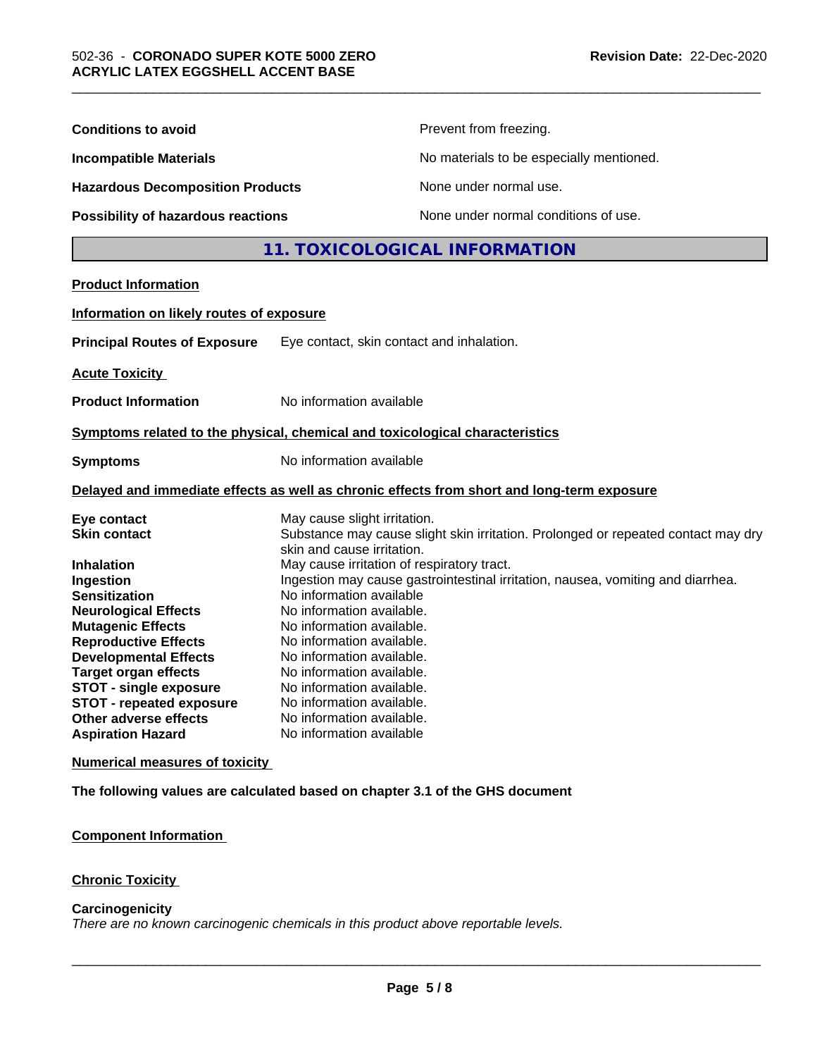| | |
|---|---|
| **Conditions to avoid** | Prevent from freezing. |
| **Incompatible Materials** | No materials to be especially mentioned. |
| **Hazardous Decomposition Products** | None under normal use. |
| **Possibility of hazardous reactions** | None under normal conditions of use. |

## 11. TOXICOLOGICAL INFORMATION

**Product Information**

**Information on likely routes of exposure**

**Principal Routes of Exposure** Eye contact, skin contact and inhalation.

**Acute Toxicity**

**Product Information** No information available

**Symptoms related to the physical, chemical and toxicological characteristics**

**Symptoms** No information available

**Delayed and immediate effects as well as chronic effects from short and long-term exposure**

| | |
|---|---|
| **Eye contact** | May cause slight irritation. |
| **Skin contact** | Substance may cause slight skin irritation. Prolonged or repeated contact may dry skin and cause irritation. |
| **Inhalation** | May cause irritation of respiratory tract. |
| **Ingestion** | Ingestion may cause gastrointestinal irritation, nausea, vomiting and diarrhea. |
| **Sensitization** | No information available |
| **Neurological Effects** | No information available. |
| **Mutagenic Effects** | No information available. |
| **Reproductive Effects** | No information available. |
| **Developmental Effects** | No information available. |
| **Target organ effects** | No information available. |
| **STOT - single exposure** | No information available. |
| **STOT - repeated exposure** | No information available. |
| **Other adverse effects** | No information available. |
| **Aspiration Hazard** | No information available |

**Numerical measures of toxicity**

**The following values are calculated based on chapter 3.1 of the GHS document**

**Component Information**

**Chronic Toxicity**

**Carcinogenicity**

*There are no known carcinogenic chemicals in this product above reportable levels.*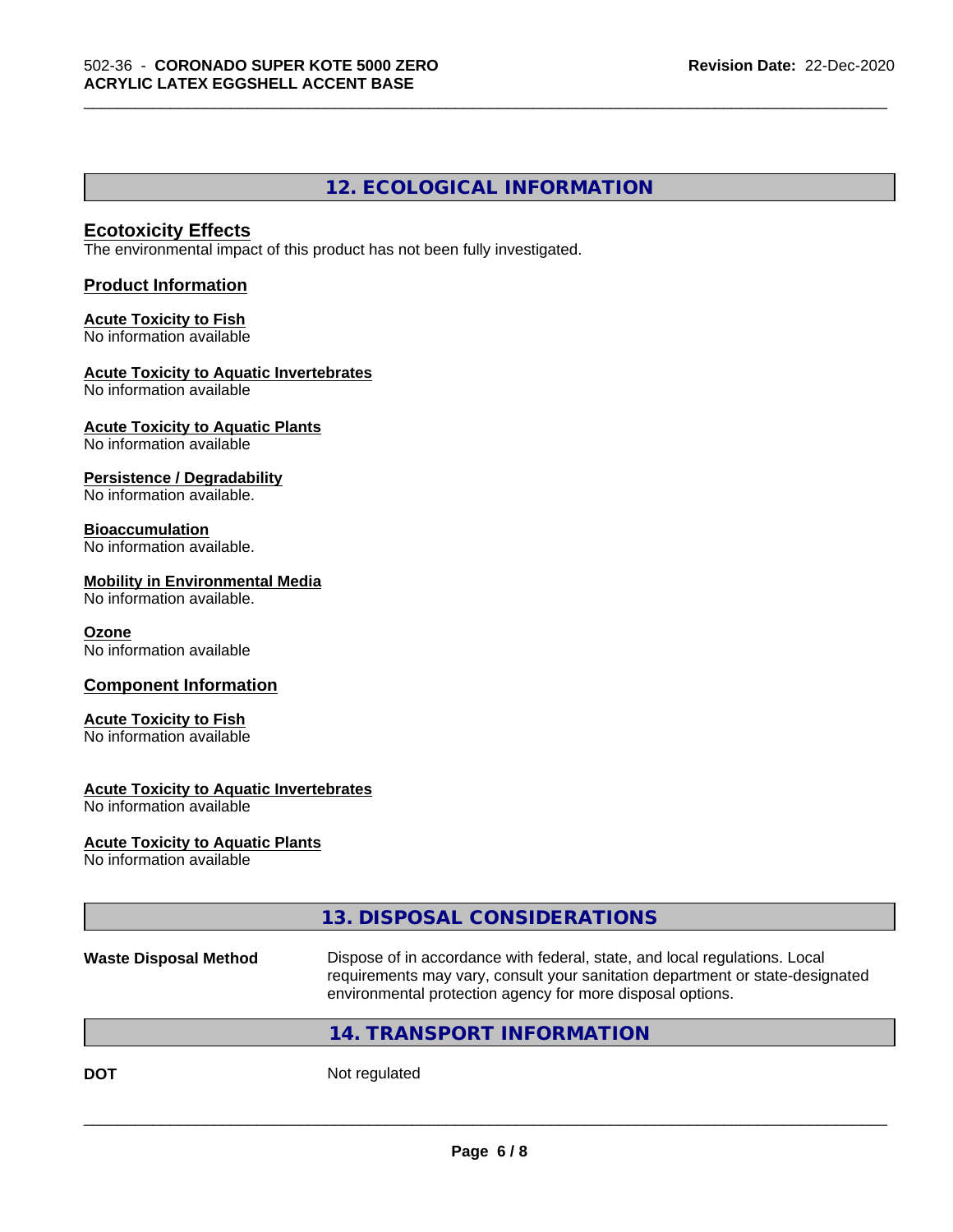## 12. ECOLOGICAL INFORMATION

### Ecotoxicity Effects

The environmental impact of this product has not been fully investigated.

### Product Information

**Acute Toxicity to Fish**
No information available

**Acute Toxicity to Aquatic Invertebrates**
No information available

**Acute Toxicity to Aquatic Plants**
No information available

**Persistence / Degradability**
No information available.

**Bioaccumulation**
No information available.

**Mobility in Environmental Media**
No information available.

**Ozone**
No information available

### Component Information

**Acute Toxicity to Fish**
No information available

**Acute Toxicity to Aquatic Invertebrates**
No information available

**Acute Toxicity to Aquatic Plants**
No information available

## 13. DISPOSAL CONSIDERATIONS

**Waste Disposal Method** — Dispose of in accordance with federal, state, and local regulations. Local requirements may vary, consult your sanitation department or state-designated environmental protection agency for more disposal options.

## 14. TRANSPORT INFORMATION

**DOT** — Not regulated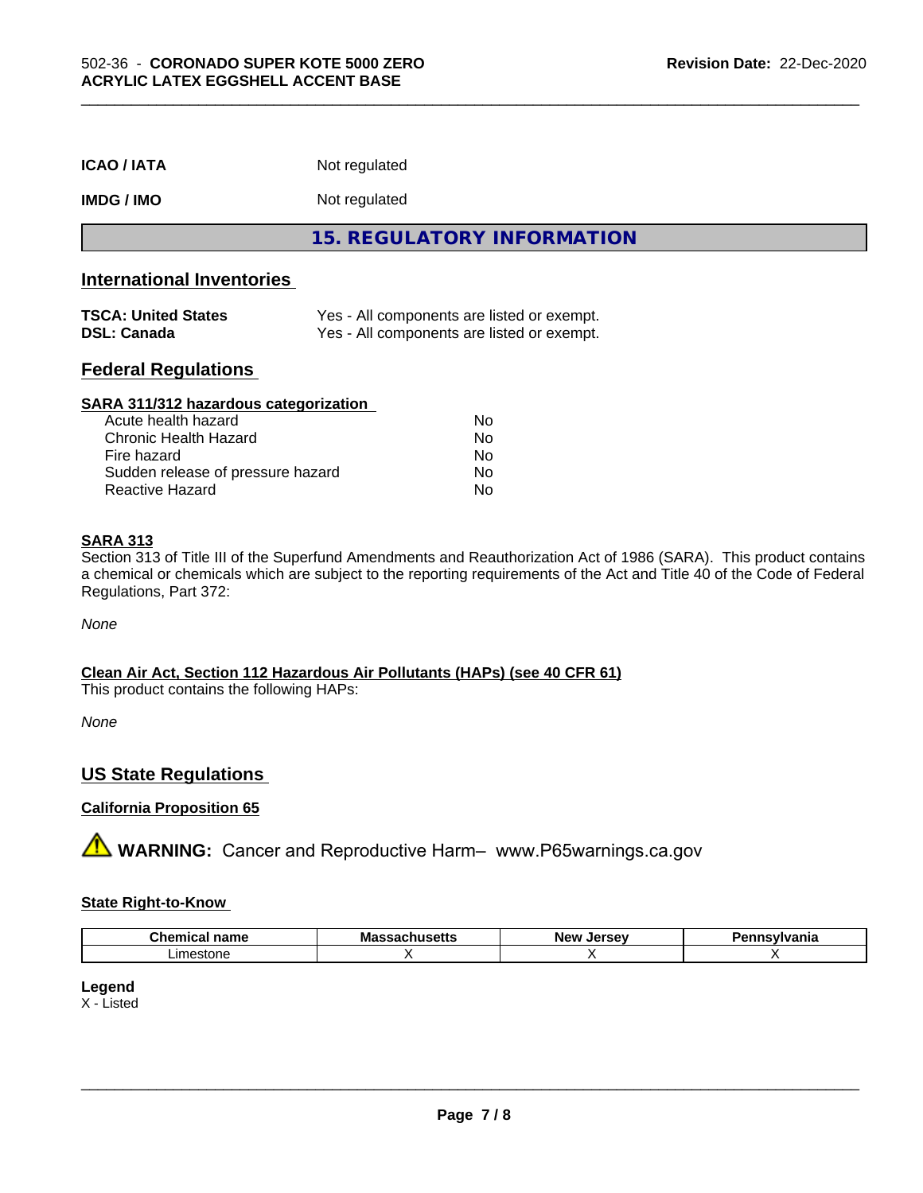| | |
|---|---|
| **ICAO / IATA** | Not regulated |
| **IMDG / IMO** | Not regulated |

## 15. REGULATORY INFORMATION

### International Inventories

| | |
|---|---|
| **TSCA: United States** | Yes - All components are listed or exempt. |
| **DSL: Canada** | Yes - All components are listed or exempt. |

### Federal Regulations

**SARA 311/312 hazardous categorization**

| | |
|---|---|
| Acute health hazard | No |
| Chronic Health Hazard | No |
| Fire hazard | No |
| Sudden release of pressure hazard | No |
| Reactive Hazard | No |

**SARA 313**

Section 313 of Title III of the Superfund Amendments and Reauthorization Act of 1986 (SARA). This product contains a chemical or chemicals which are subject to the reporting requirements of the Act and Title 40 of the Code of Federal Regulations, Part 372:

*None*

**Clean Air Act, Section 112 Hazardous Air Pollutants (HAPs) (see 40 CFR 61)**

This product contains the following HAPs:

*None*

### US State Regulations

**California Proposition 65**

⚠ **WARNING:** Cancer and Reproductive Harm– www.P65warnings.ca.gov

**State Right-to-Know**

| Chemical name | Massachusetts | New Jersey | Pennsylvania |
|---|---|---|---|
| Limestone | X | X | X |

**Legend**

X - Listed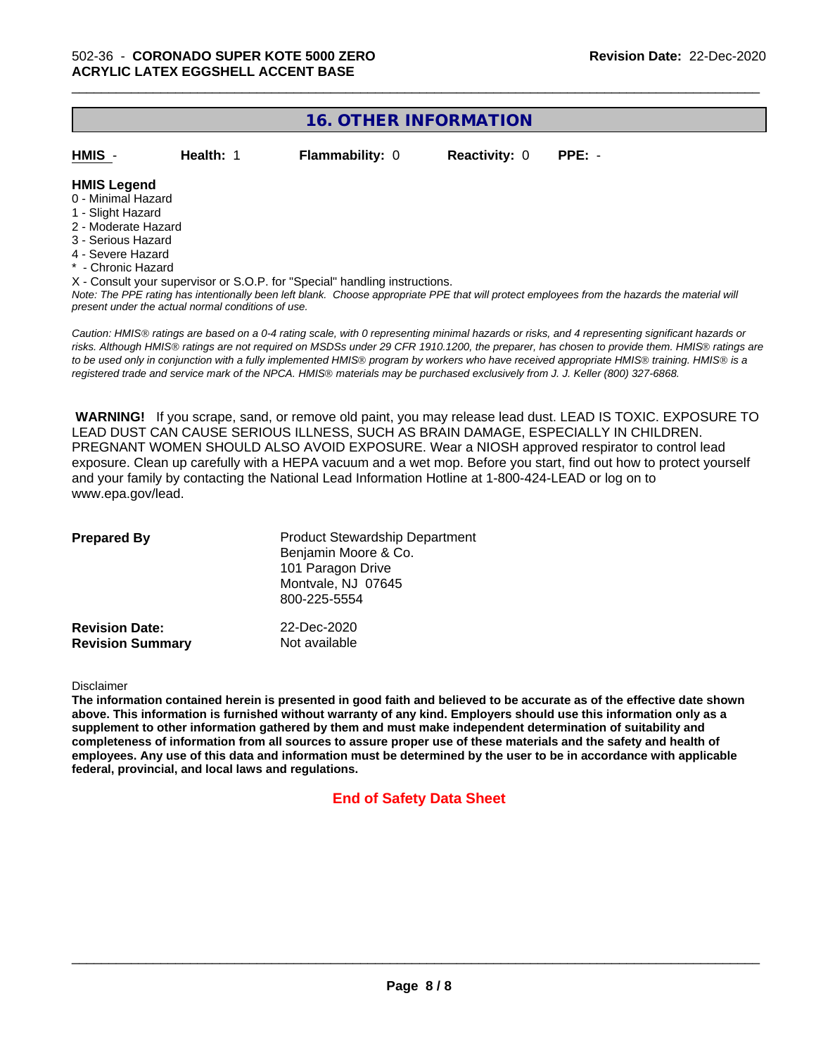## 16. OTHER INFORMATION

| HMIS - | Health: 1 | Flammability: 0 | Reactivity: 0 | PPE: - |
|---|---|---|---|---|

**HMIS Legend**

0 - Minimal Hazard
1 - Slight Hazard
2 - Moderate Hazard
3 - Serious Hazard
4 - Severe Hazard
* - Chronic Hazard
X - Consult your supervisor or S.O.P. for "Special" handling instructions.

*Note: The PPE rating has intentionally been left blank. Choose appropriate PPE that will protect employees from the hazards the material will present under the actual normal conditions of use.*

*Caution: HMIS® ratings are based on a 0-4 rating scale, with 0 representing minimal hazards or risks, and 4 representing significant hazards or risks. Although HMIS® ratings are not required on MSDSs under 29 CFR 1910.1200, the preparer, has chosen to provide them. HMIS® ratings are to be used only in conjunction with a fully implemented HMIS® program by workers who have received appropriate HMIS® training. HMIS® is a registered trade and service mark of the NPCA. HMIS® materials may be purchased exclusively from J. J. Keller (800) 327-6868.*

**WARNING!** If you scrape, sand, or remove old paint, you may release lead dust. LEAD IS TOXIC. EXPOSURE TO LEAD DUST CAN CAUSE SERIOUS ILLNESS, SUCH AS BRAIN DAMAGE, ESPECIALLY IN CHILDREN. PREGNANT WOMEN SHOULD ALSO AVOID EXPOSURE. Wear a NIOSH approved respirator to control lead exposure. Clean up carefully with a HEPA vacuum and a wet mop. Before you start, find out how to protect yourself and your family by contacting the National Lead Information Hotline at 1-800-424-LEAD or log on to www.epa.gov/lead.

**Prepared By**
Product Stewardship Department
Benjamin Moore & Co.
101 Paragon Drive
Montvale, NJ 07645
800-225-5554

**Revision Date:** 22-Dec-2020
**Revision Summary** Not available

Disclaimer

**The information contained herein is presented in good faith and believed to be accurate as of the effective date shown above. This information is furnished without warranty of any kind. Employers should use this information only as a supplement to other information gathered by them and must make independent determination of suitability and completeness of information from all sources to assure proper use of these materials and the safety and health of employees. Any use of this data and information must be determined by the user to be in accordance with applicable federal, provincial, and local laws and regulations.**

**End of Safety Data Sheet**